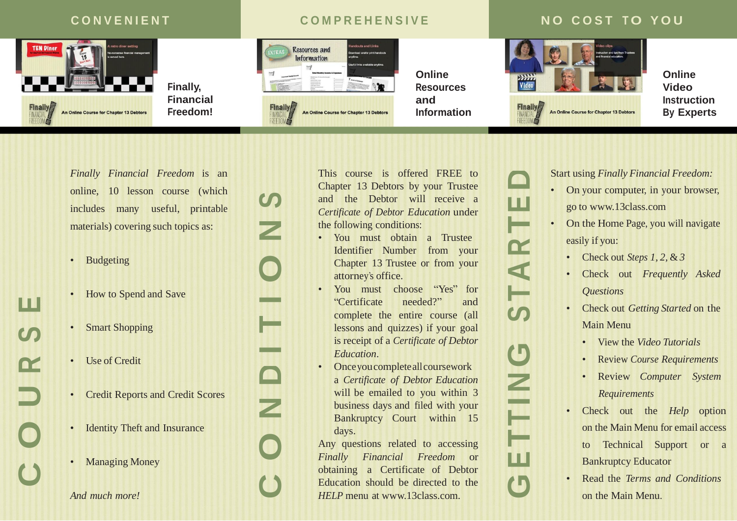## CONVENIENT

**Finally, Financial Freedom!**

## COMPREHENSIVE

**Online Resources and Information**

## NO COST TO YOU

**Online Video Instruction By Experts**

## COURSE

*Finally Financial Freedom* is an online, 10 lesson course (which includes many useful, printable materials) covering such topics as:

- Budgeting
- How to Spend and Save
- Smart Shopping
- Use of Credit
- Credit Reports and Credit Scores
- Identity Theft and Insurance
- Managing Money

*And much more!*

## CONDITIONS

This course is offered FREE to Chapter 13 Debtors by your Trustee and the Debtor will receive a *Certificate of Debtor Education* under the following conditions:

- You must obtain a Trustee Identifier Number from your Chapter 13 Trustee or from your attorney's office.
- You must choose "Yes" for "Certificate needed?" and complete the entire course (all lessons and quizzes) if your goal is receipt of a *Certificate of Debtor Education*.
- Once you complete all coursework a *Certificate of Debtor Education* will be emailed to you within 3 business days and filed with your Bankruptcy Court within 15 days.

Any questions related to accessing *Finally Financial Freedom* or obtaining a Certificate of Debtor Education should be directed to the *HELP* menu at www.13class.com.

## GETTING STARTED

Start using *Finally Financial Freedom:*

- On your computer, in your browser, go to www.13class.com
- On the Home Page, you will navigate easily if you:
  - Check out *Steps 1, 2, & 3*
  - Check out *Frequently Asked Questions*
  - Check out *Getting Started* on the Main Menu
    - View the *Video Tutorials*
    - Review *Course Requirements*
    - Review *Computer System Requirements*
  - Check out the *Help* option on the Main Menu for email access to Technical Support or a Bankruptcy Educator
  - Read the *Terms and Conditions* on the Main Menu.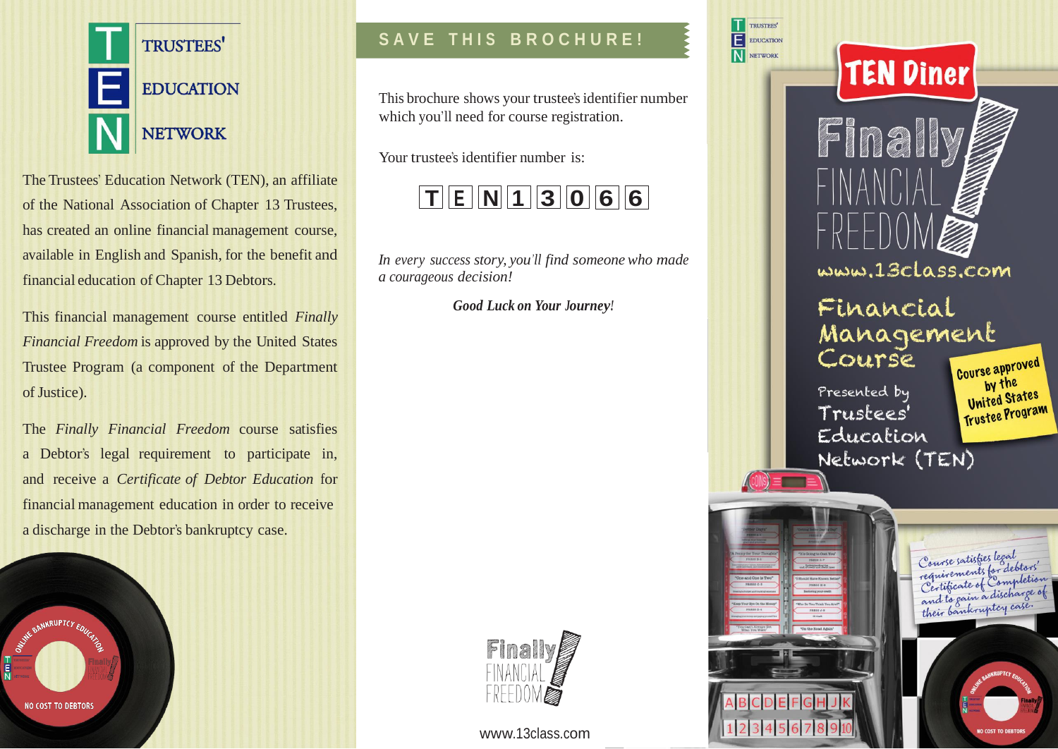# TRUSTEES' EDUCATION NETWORK

The Trustees' Education Network (TEN), an affiliate of the National Association of Chapter 13 Trustees, has created an online financial management course, available in English and Spanish, for the benefit and financial education of Chapter 13 Debtors.

This financial management course entitled *Finally Financial Freedom* is approved by the United States Trustee Program (a component of the Department of Justice).

The *Finally Financial Freedom* course satisfies a Debtor's legal requirement to participate in, and receive a *Certificate of Debtor Education* for financial management education in order to receive a discharge in the Debtor's bankruptcy case.

ONLINE BANKRUPTCY EDUCATION

NO COST TO DEBTORS

## SAVE THIS BROCHURE!

This brochure shows your trustee's identifier number which you'll need for course registration.

Your trustee's identifier number is:

**T E N 1 3 0 6 6**

*In every success story, you'll find someone who made a courageous decision!*

***Good Luck on Your Journey!***

Finally FINANCIAL FREEDOM

www.13class.com

TRUSTEES' EDUCATION NETWORK

# TEN Diner

# Finally FINANCIAL FREEDOM

www.13class.com

## Financial Management Course

Presented by Trustees' Education Network (TEN)

Course approved by the United States Trustee Program

Course satisfies legal requirements for debtors' Certificate of Completion and to gain a discharge of their bankruptcy case.

ONLINE BANKRUPTCY EDUCATION

NO COST TO DEBTORS